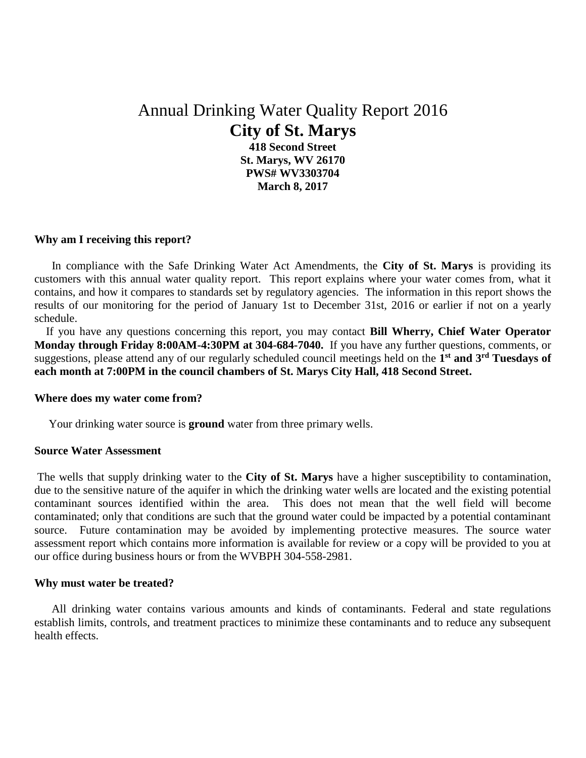# Annual Drinking Water Quality Report 2016

## City of St. Marys

**418 Second Street**
**St. Marys, WV 26170**
**PWS# WV3303704**
**March 8, 2017**

### Why am I receiving this report?

In compliance with the Safe Drinking Water Act Amendments, the **City of St. Marys** is providing its customers with this annual water quality report. This report explains where your water comes from, what it contains, and how it compares to standards set by regulatory agencies. The information in this report shows the results of our monitoring for the period of January 1st to December 31st, 2016 or earlier if not on a yearly schedule.

If you have any questions concerning this report, you may contact **Bill Wherry, Chief Water Operator Monday through Friday 8:00AM-4:30PM at 304-684-7040.** If you have any further questions, comments, or suggestions, please attend any of our regularly scheduled council meetings held on the **1st and 3rd Tuesdays of each month at 7:00PM in the council chambers of St. Marys City Hall, 418 Second Street.**

### Where does my water come from?

Your drinking water source is **ground** water from three primary wells.

### Source Water Assessment

The wells that supply drinking water to the **City of St. Marys** have a higher susceptibility to contamination, due to the sensitive nature of the aquifer in which the drinking water wells are located and the existing potential contaminant sources identified within the area. This does not mean that the well field will become contaminated; only that conditions are such that the ground water could be impacted by a potential contaminant source. Future contamination may be avoided by implementing protective measures. The source water assessment report which contains more information is available for review or a copy will be provided to you at our office during business hours or from the WVBPH 304-558-2981.

### Why must water be treated?

All drinking water contains various amounts and kinds of contaminants. Federal and state regulations establish limits, controls, and treatment practices to minimize these contaminants and to reduce any subsequent health effects.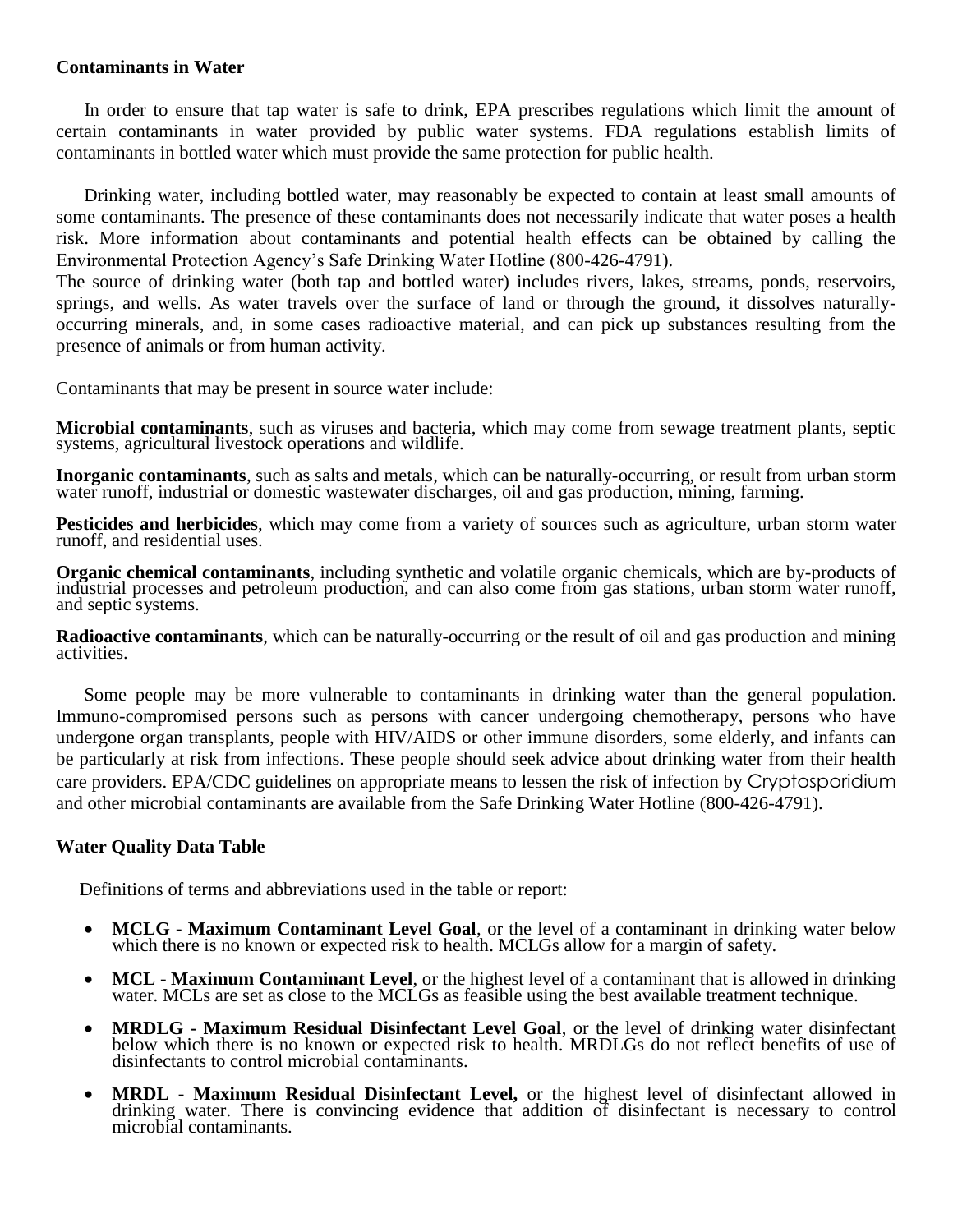**Contaminants in Water**

In order to ensure that tap water is safe to drink, EPA prescribes regulations which limit the amount of certain contaminants in water provided by public water systems. FDA regulations establish limits of contaminants in bottled water which must provide the same protection for public health.

Drinking water, including bottled water, may reasonably be expected to contain at least small amounts of some contaminants. The presence of these contaminants does not necessarily indicate that water poses a health risk. More information about contaminants and potential health effects can be obtained by calling the Environmental Protection Agency's Safe Drinking Water Hotline (800-426-4791).
The source of drinking water (both tap and bottled water) includes rivers, lakes, streams, ponds, reservoirs, springs, and wells. As water travels over the surface of land or through the ground, it dissolves naturally-occurring minerals, and, in some cases radioactive material, and can pick up substances resulting from the presence of animals or from human activity.

Contaminants that may be present in source water include:

**Microbial contaminants**, such as viruses and bacteria, which may come from sewage treatment plants, septic systems, agricultural livestock operations and wildlife.

**Inorganic contaminants**, such as salts and metals, which can be naturally-occurring, or result from urban storm water runoff, industrial or domestic wastewater discharges, oil and gas production, mining, farming.

**Pesticides and herbicides**, which may come from a variety of sources such as agriculture, urban storm water runoff, and residential uses.

**Organic chemical contaminants**, including synthetic and volatile organic chemicals, which are by-products of industrial processes and petroleum production, and can also come from gas stations, urban storm water runoff, and septic systems.

**Radioactive contaminants**, which can be naturally-occurring or the result of oil and gas production and mining activities.

Some people may be more vulnerable to contaminants in drinking water than the general population. Immuno-compromised persons such as persons with cancer undergoing chemotherapy, persons who have undergone organ transplants, people with HIV/AIDS or other immune disorders, some elderly, and infants can be particularly at risk from infections. These people should seek advice about drinking water from their health care providers. EPA/CDC guidelines on appropriate means to lessen the risk of infection by Cryptosporidium and other microbial contaminants are available from the Safe Drinking Water Hotline (800-426-4791).

**Water Quality Data Table**

Definitions of terms and abbreviations used in the table or report:

- **MCLG - Maximum Contaminant Level Goal**, or the level of a contaminant in drinking water below which there is no known or expected risk to health. MCLGs allow for a margin of safety.
- **MCL - Maximum Contaminant Level**, or the highest level of a contaminant that is allowed in drinking water. MCLs are set as close to the MCLGs as feasible using the best available treatment technique.
- **MRDLG - Maximum Residual Disinfectant Level Goal**, or the level of drinking water disinfectant below which there is no known or expected risk to health. MRDLGs do not reflect benefits of use of disinfectants to control microbial contaminants.
- **MRDL - Maximum Residual Disinfectant Level,** or the highest level of disinfectant allowed in drinking water. There is convincing evidence that addition of disinfectant is necessary to control microbial contaminants.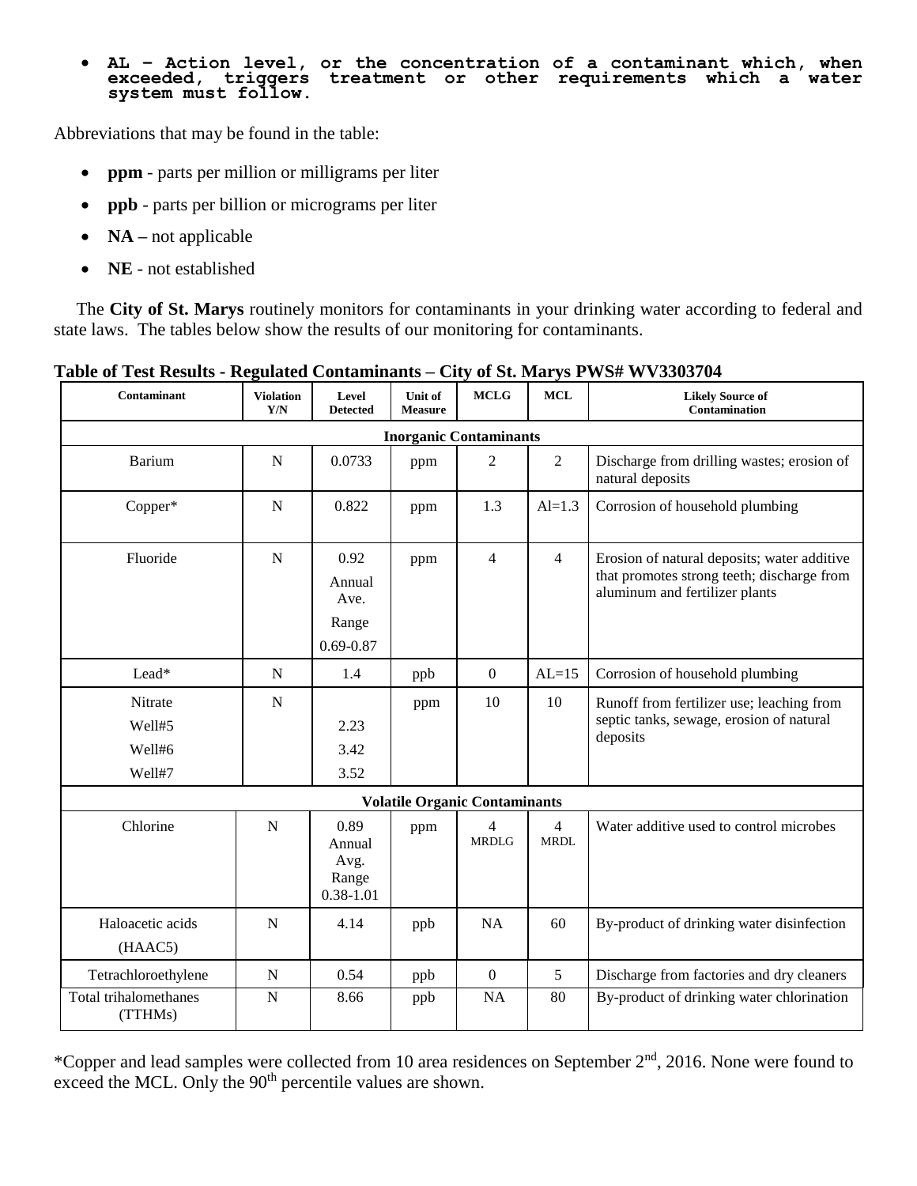- **AL – Action level, or the concentration of a contaminant which, when exceeded, triggers treatment or other requirements which a water system must follow.**

Abbreviations that may be found in the table:

- **ppm** - parts per million or milligrams per liter
- **ppb** - parts per billion or micrograms per liter
- **NA –** not applicable
- **NE** - not established

The **City of St. Marys** routinely monitors for contaminants in your drinking water according to federal and state laws. The tables below show the results of our monitoring for contaminants.

**Table of Test Results - Regulated Contaminants – City of St. Marys PWS# WV3303704**

| Contaminant | Violation Y/N | Level Detected | Unit of Measure | MCLG | MCL | Likely Source of Contamination |
|---|---|---|---|---|---|---|
| **Inorganic Contaminants** | | | | | | |
| Barium | N | 0.0733 | ppm | 2 | 2 | Discharge from drilling wastes; erosion of natural deposits |
| Copper* | N | 0.822 | ppm | 1.3 | Al=1.3 | Corrosion of household plumbing |
| Fluoride | N | 0.92 Annual Ave. Range 0.69-0.87 | ppm | 4 | 4 | Erosion of natural deposits; water additive that promotes strong teeth; discharge from aluminum and fertilizer plants |
| Lead* | N | 1.4 | ppb | 0 | AL=15 | Corrosion of household plumbing |
| Nitrate Well#5 Well#6 Well#7 | N | 2.23 3.42 3.52 | ppm | 10 | 10 | Runoff from fertilizer use; leaching from septic tanks, sewage, erosion of natural deposits |
| **Volatile Organic Contaminants** | | | | | | |
| Chlorine | N | 0.89 Annual Avg. Range 0.38-1.01 | ppm | 4 MRDLG | 4 MRDL | Water additive used to control microbes |
| Haloacetic acids (HAAC5) | N | 4.14 | ppb | NA | 60 | By-product of drinking water disinfection |
| Tetrachloroethylene | N | 0.54 | ppb | 0 | 5 | Discharge from factories and dry cleaners |
| Total trihalomethanes (TTHMs) | N | 8.66 | ppb | NA | 80 | By-product of drinking water chlorination |

*Copper and lead samples were collected from 10 area residences on September 2nd, 2016. None were found to exceed the MCL. Only the 90th percentile values are shown.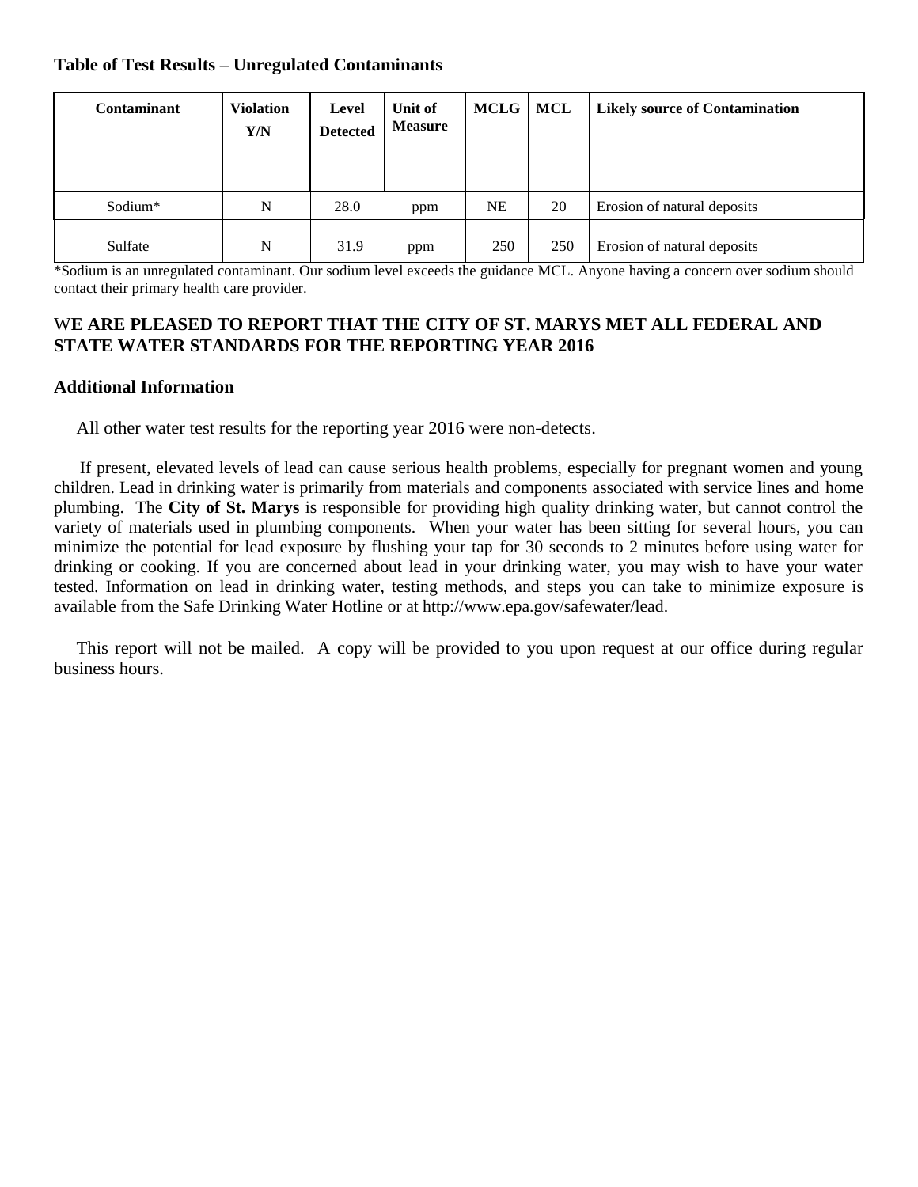**Table of Test Results – Unregulated Contaminants**

| Contaminant | Violation Y/N | Level Detected | Unit of Measure | MCLG | MCL | Likely source of Contamination |
|---|---|---|---|---|---|---|
| Sodium* | N | 28.0 | ppm | NE | 20 | Erosion of natural deposits |
| Sulfate | N | 31.9 | ppm | 250 | 250 | Erosion of natural deposits |

*Sodium is an unregulated contaminant. Our sodium level exceeds the guidance MCL. Anyone having a concern over sodium should contact their primary health care provider.

**WE ARE PLEASED TO REPORT THAT THE CITY OF ST. MARYS MET ALL FEDERAL AND STATE WATER STANDARDS FOR THE REPORTING YEAR 2016**

**Additional Information**

All other water test results for the reporting year 2016 were non-detects.

If present, elevated levels of lead can cause serious health problems, especially for pregnant women and young children. Lead in drinking water is primarily from materials and components associated with service lines and home plumbing. The **City of St. Marys** is responsible for providing high quality drinking water, but cannot control the variety of materials used in plumbing components. When your water has been sitting for several hours, you can minimize the potential for lead exposure by flushing your tap for 30 seconds to 2 minutes before using water for drinking or cooking. If you are concerned about lead in your drinking water, you may wish to have your water tested. Information on lead in drinking water, testing methods, and steps you can take to minimize exposure is available from the Safe Drinking Water Hotline or at http://www.epa.gov/safewater/lead.

This report will not be mailed. A copy will be provided to you upon request at our office during regular business hours.